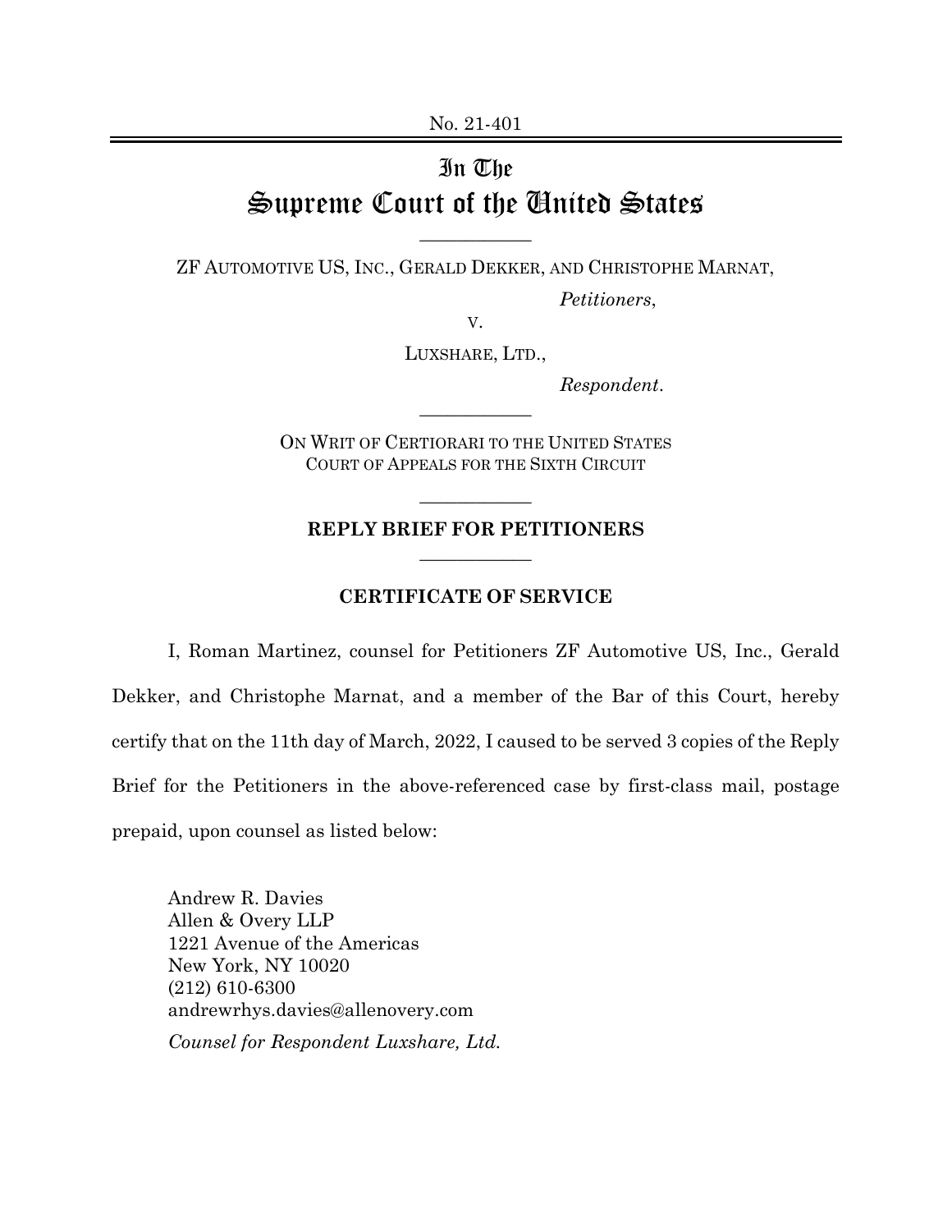No. 21-401

# In The Supreme Court of the United States

---

ZF AUTOMOTIVE US, INC., GERALD DEKKER, AND CHRISTOPHE MARNAT,

*Petitioners*,

V.

LUXSHARE, LTD.,

*Respondent*.

---

ON WRIT OF CERTIORARI TO THE UNITED STATES COURT OF APPEALS FOR THE SIXTH CIRCUIT

---

**REPLY BRIEF FOR PETITIONERS**

---

**CERTIFICATE OF SERVICE**

I, Roman Martinez, counsel for Petitioners ZF Automotive US, Inc., Gerald Dekker, and Christophe Marnat, and a member of the Bar of this Court, hereby certify that on the 11th day of March, 2022, I caused to be served 3 copies of the Reply Brief for the Petitioners in the above-referenced case by first-class mail, postage prepaid, upon counsel as listed below:

Andrew R. Davies
Allen & Overy LLP
1221 Avenue of the Americas
New York, NY 10020
(212) 610-6300
andrewrhys.davies@allenovery.com

*Counsel for Respondent Luxshare, Ltd.*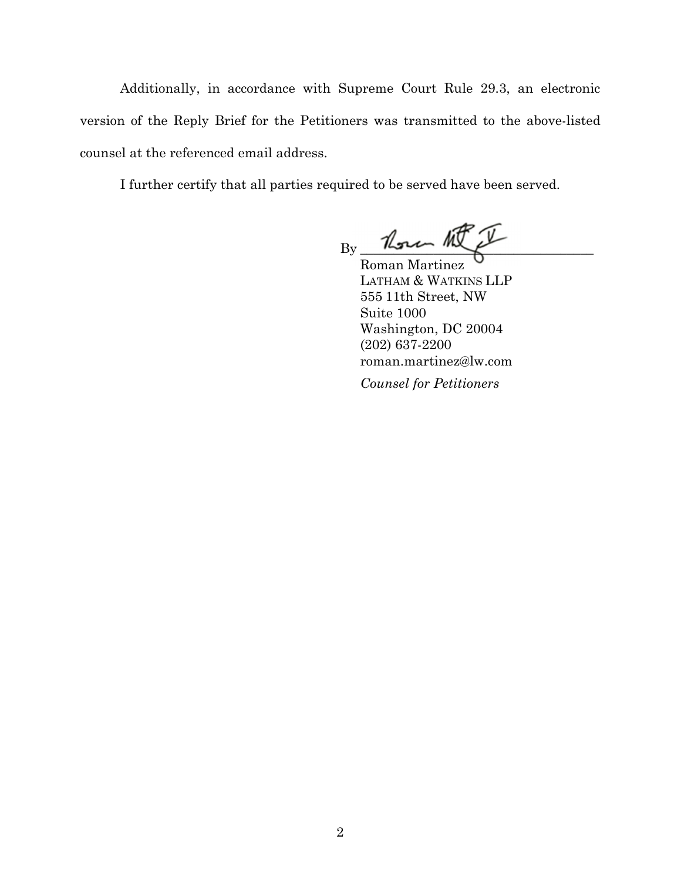Additionally, in accordance with Supreme Court Rule 29.3, an electronic version of the Reply Brief for the Petitioners was transmitted to the above-listed counsel at the referenced email address.

I further certify that all parties required to be served have been served.

By \_\_\_\_\_\_\_\_\_\_\_\_\_\_\_\_\_\_\_\_\_\_\_\_\_\_\_\_\_\_\_\_\_\_\_\_

Roman Martinez
LATHAM & WATKINS LLP
555 11th Street, NW
Suite 1000
Washington, DC 20004
(202) 637-2200
roman.martinez@lw.com

*Counsel for Petitioners*